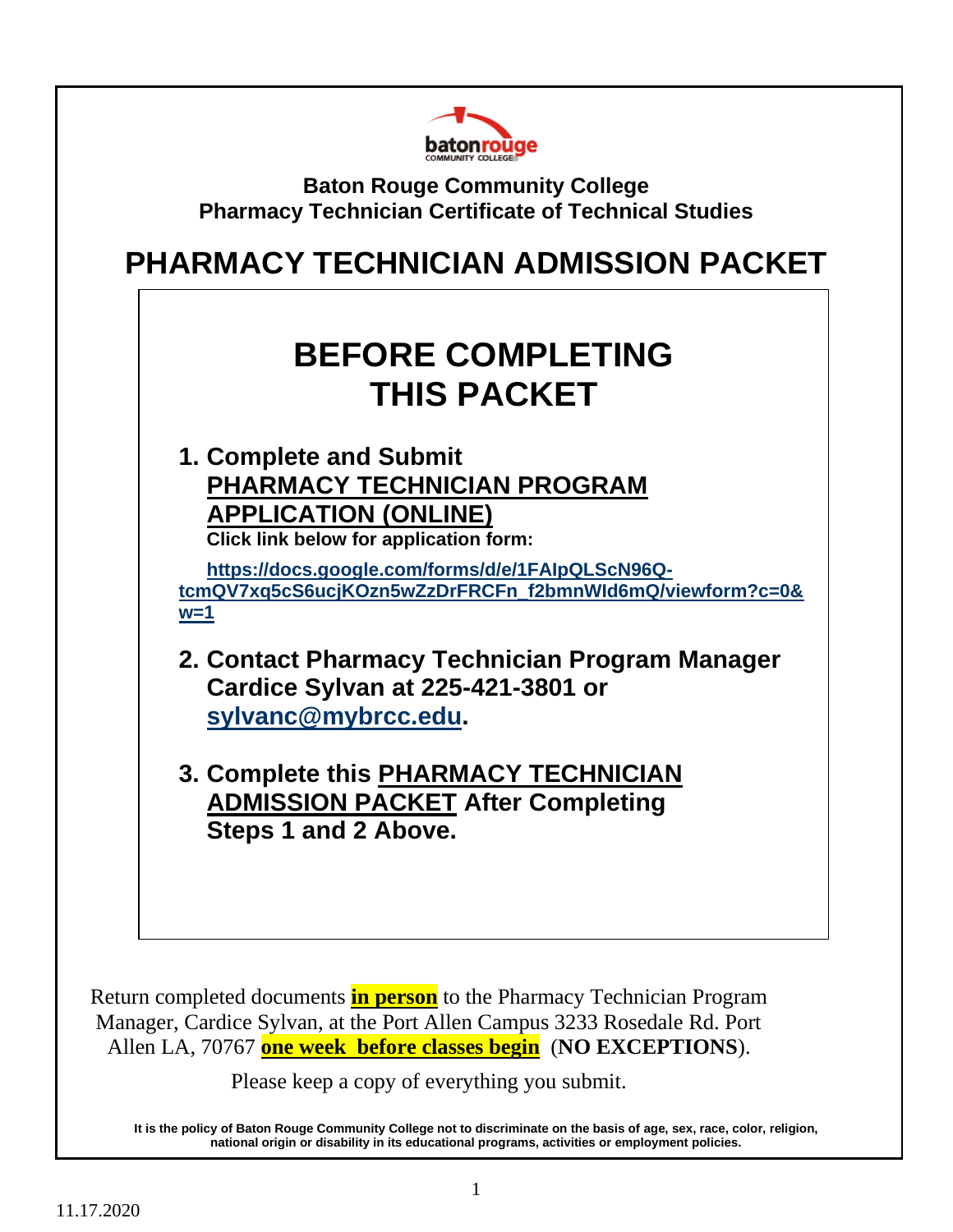**Baton Rouge Community College**
**Pharmacy Technician Certificate of Technical Studies**

# PHARMACY TECHNICIAN ADMISSION PACKET

## BEFORE COMPLETING THIS PACKET

1. **Complete and Submit PHARMACY TECHNICIAN PROGRAM APPLICATION (ONLINE)**
   **Click link below for application form:**
   https://docs.google.com/forms/d/e/1FAIpQLScN96Q-tcmQV7xq5cS6ucjKOzn5wZzDrFRCFn_f2bmnWId6mQ/viewform?c=0&w=1

2. **Contact Pharmacy Technician Program Manager Cardice Sylvan at 225-421-3801 or sylvanc@mybrcc.edu.**

3. **Complete this PHARMACY TECHNICIAN ADMISSION PACKET After Completing Steps 1 and 2 Above.**

Return completed documents **in person** to the Pharmacy Technician Program Manager, Cardice Sylvan, at the Port Allen Campus 3233 Rosedale Rd. Port Allen LA, 70767 **one week before classes begin** (**NO EXCEPTIONS**).

Please keep a copy of everything you submit.

**It is the policy of Baton Rouge Community College not to discriminate on the basis of age, sex, race, color, religion, national origin or disability in its educational programs, activities or employment policies.**

11.17.2020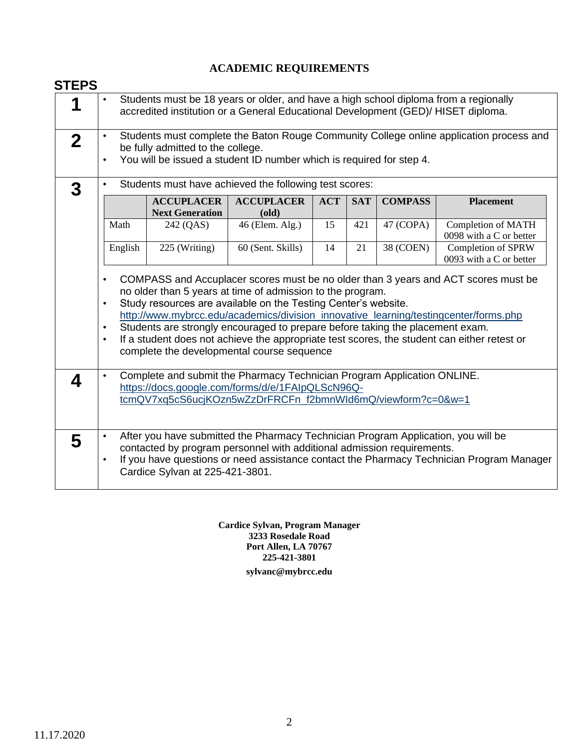# ACADEMIC REQUIREMENTS

## STEPS

**1**

- Students must be 18 years or older, and have a high school diploma from a regionally accredited institution or a General Educational Development (GED)/ HISET diploma.

**2**

- Students must complete the Baton Rouge Community College online application process and be fully admitted to the college.
- You will be issued a student ID number which is required for step 4.

**3**

- Students must have achieved the following test scores:

| | ACCUPLACER Next Generation | ACCUPLACER (old) | ACT | SAT | COMPASS | Placement |
|---|---|---|---|---|---|---|
| Math | 242 (QAS) | 46 (Elem. Alg.) | 15 | 421 | 47 (COPA) | Completion of MATH 0098 with a C or better |
| English | 225 (Writing) | 60 (Sent. Skills) | 14 | 21 | 38 (COEN) | Completion of SPRW 0093 with a C or better |

- COMPASS and Accuplacer scores must be no older than 3 years and ACT scores must be no older than 5 years at time of admission to the program.
- Study resources are available on the Testing Center's website. http://www.mybrcc.edu/academics/division_innovative_learning/testingcenter/forms.php
- Students are strongly encouraged to prepare before taking the placement exam.
- If a student does not achieve the appropriate test scores, the student can either retest or complete the developmental course sequence

**4**

- Complete and submit the Pharmacy Technician Program Application ONLINE. https://docs.google.com/forms/d/e/1FAIpQLScN96Q-tcmQV7xq5cS6ucjKOzn5wZzDrFRCFn_f2bmnWId6mQ/viewform?c=0&w=1

**5**

- After you have submitted the Pharmacy Technician Program Application, you will be contacted by program personnel with additional admission requirements.
- If you have questions or need assistance contact the Pharmacy Technician Program Manager Cardice Sylvan at 225-421-3801.

**Cardice Sylvan, Program Manager**
**3233 Rosedale Road**
**Port Allen, LA 70767**
**225-421-3801**
**sylvanc@mybrcc.edu**

11.17.2020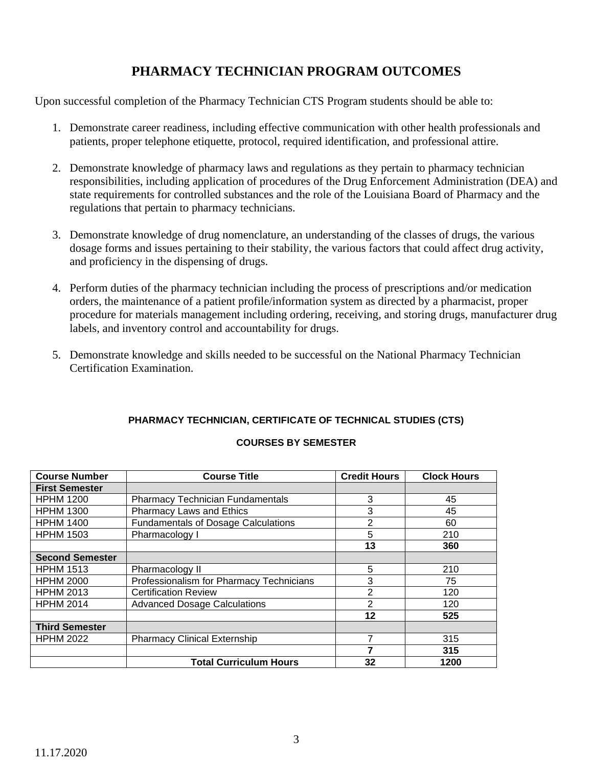# PHARMACY TECHNICIAN PROGRAM OUTCOMES

Upon successful completion of the Pharmacy Technician CTS Program students should be able to:

1. Demonstrate career readiness, including effective communication with other health professionals and patients, proper telephone etiquette, protocol, required identification, and professional attire.
2. Demonstrate knowledge of pharmacy laws and regulations as they pertain to pharmacy technician responsibilities, including application of procedures of the Drug Enforcement Administration (DEA) and state requirements for controlled substances and the role of the Louisiana Board of Pharmacy and the regulations that pertain to pharmacy technicians.
3. Demonstrate knowledge of drug nomenclature, an understanding of the classes of drugs, the various dosage forms and issues pertaining to their stability, the various factors that could affect drug activity, and proficiency in the dispensing of drugs.
4. Perform duties of the pharmacy technician including the process of prescriptions and/or medication orders, the maintenance of a patient profile/information system as directed by a pharmacist, proper procedure for materials management including ordering, receiving, and storing drugs, manufacturer drug labels, and inventory control and accountability for drugs.
5. Demonstrate knowledge and skills needed to be successful on the National Pharmacy Technician Certification Examination.

### PHARMACY TECHNICIAN, CERTIFICATE OF TECHNICAL STUDIES (CTS)

### COURSES BY SEMESTER

| Course Number | Course Title | Credit Hours | Clock Hours |
|---|---|---|---|
| **First Semester** | | | |
| HPHM 1200 | Pharmacy Technician Fundamentals | 3 | 45 |
| HPHM 1300 | Pharmacy Laws and Ethics | 3 | 45 |
| HPHM 1400 | Fundamentals of Dosage Calculations | 2 | 60 |
| HPHM 1503 | Pharmacology I | 5 | 210 |
| | | **13** | **360** |
| **Second Semester** | | | |
| HPHM 1513 | Pharmacology II | 5 | 210 |
| HPHM 2000 | Professionalism for Pharmacy Technicians | 3 | 75 |
| HPHM 2013 | Certification Review | 2 | 120 |
| HPHM 2014 | Advanced Dosage Calculations | 2 | 120 |
| | | **12** | **525** |
| **Third Semester** | | | |
| HPHM 2022 | Pharmacy Clinical Externship | 7 | 315 |
| | | **7** | **315** |
| | **Total Curriculum Hours** | **32** | **1200** |

11.17.2020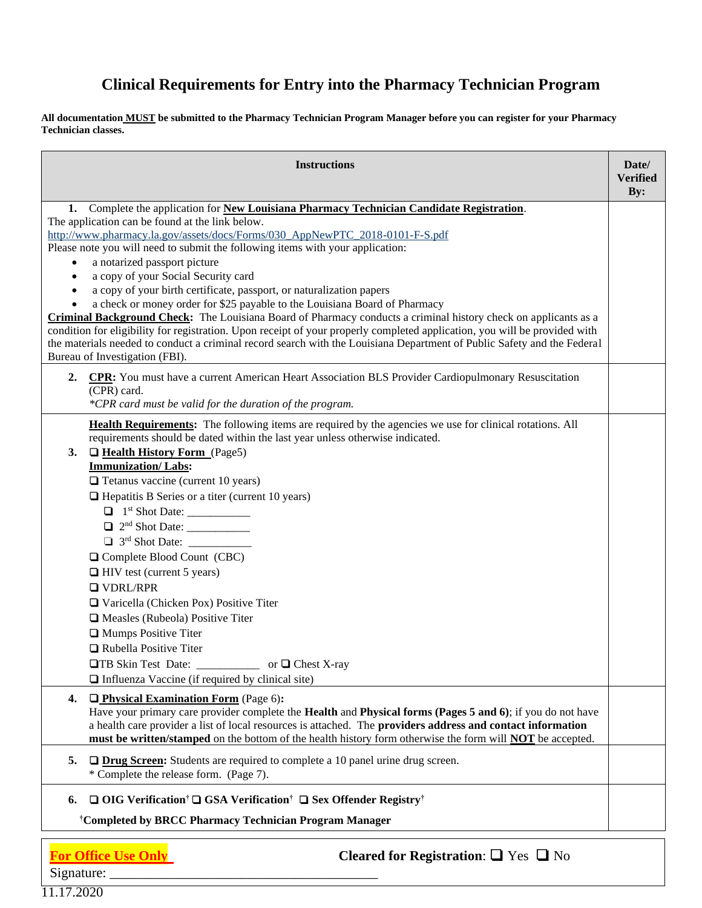# Clinical Requirements for Entry into the Pharmacy Technician Program

**All documentation MUST be submitted to the Pharmacy Technician Program Manager before you can register for your Pharmacy Technician classes.**

| Instructions | Date/ Verified By: |
|---|---|
| **1.** Complete the application for **New Louisiana Pharmacy Technician Candidate Registration**.<br>The application can be found at the link below.<br>http://www.pharmacy.la.gov/assets/docs/Forms/030_AppNewPTC_2018-0101-F-S.pdf<br>Please note you will need to submit the following items with your application:<br>• a notarized passport picture<br>• a copy of your Social Security card<br>• a copy of your birth certificate, passport, or naturalization papers<br>• a check or money order for $25 payable to the Louisiana Board of Pharmacy<br>**Criminal Background Check:** The Louisiana Board of Pharmacy conducts a criminal history check on applicants as a condition for eligibility for registration. Upon receipt of your properly completed application, you will be provided with the materials needed to conduct a criminal record search with the Louisiana Department of Public Safety and the Federal Bureau of Investigation (FBI). | |
| **2.** **CPR:** You must have a current American Heart Association BLS Provider Cardiopulmonary Resuscitation (CPR) card.<br>*\*CPR card must be valid for the duration of the program.* | |
| **Health Requirements:** The following items are required by the agencies we use for clinical rotations. All requirements should be dated within the last year unless otherwise indicated.<br>**3.** ❑ **Health History Form** (Page5)<br>**Immunization/ Labs:**<br>❑ Tetanus vaccine (current 10 years)<br>❑ Hepatitis B Series or a titer (current 10 years)<br>❑ 1st Shot Date: ___________<br>❑ 2nd Shot Date: ___________<br>❑ 3rd Shot Date: ___________<br>❑ Complete Blood Count (CBC)<br>❑ HIV test (current 5 years)<br>❑ VDRL/RPR<br>❑ Varicella (Chicken Pox) Positive Titer<br>❑ Measles (Rubeola) Positive Titer<br>❑ Mumps Positive Titer<br>❑ Rubella Positive Titer<br>❑TB Skin Test Date: ___________ or ❑ Chest X-ray<br>❑ Influenza Vaccine (if required by clinical site) | |
| **4.** ❑ **Physical Examination Form** (Page 6)**:**<br>Have your primary care provider complete the **Health** and **Physical forms (Pages 5 and 6)**; if you do not have a health care provider a list of local resources is attached. The **providers address and contact information must be written/stamped** on the bottom of the health history form otherwise the form will **NOT** be accepted. | |
| **5.** ❑ **Drug Screen:** Students are required to complete a 10 panel urine drug screen.<br>\* Complete the release form. (Page 7). | |
| **6.** ❑ **OIG Verification†** ❑ **GSA Verification†** ❑ **Sex Offender Registry†**<br>**†Completed by BRCC Pharmacy Technician Program Manager** | |

**For Office Use Only**

**Cleared for Registration**: ❑ Yes ❑ No

Signature: ________________________________________

11.17.2020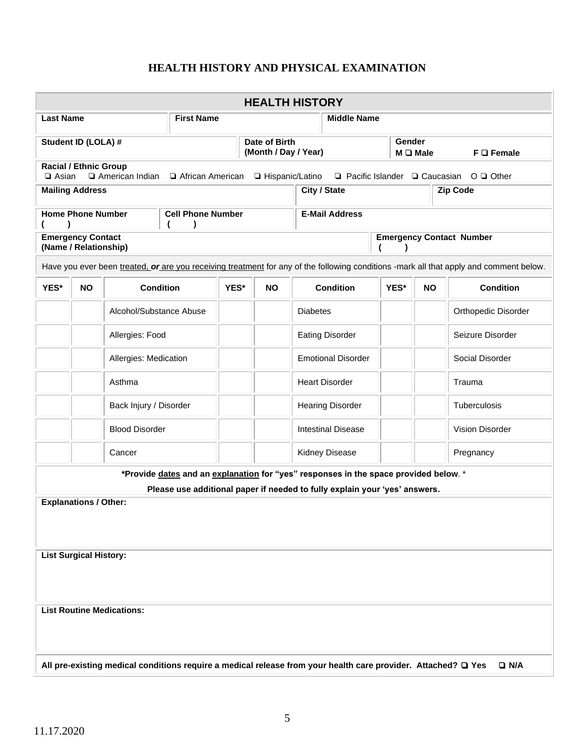# HEALTH HISTORY AND PHYSICAL EXAMINATION

## HEALTH HISTORY

| **Last Name** | **First Name** | **Middle Name** |
|---|---|---|
| | | |

| **Student ID (LOLA) #** | **Date of Birth (Month / Day / Year)** | **Gender** M ❑ **Male** F ❑ **Female** |
|---|---|---|
| | | |

**Racial / Ethnic Group**
❑ Asian ❑ American Indian ❑ African American ❑ Hispanic/Latino ❑ Pacific Islander ❑ Caucasian O ❑ Other

| **Mailing Address** | **City / State** | **Zip Code** |
|---|---|---|
| | | |

| **Home Phone Number** ( ) | **Cell Phone Number** ( ) | **E-Mail Address** |
|---|---|---|
| | | |

| **Emergency Contact (Name / Relationship)** | **Emergency Contact Number** ( ) |
|---|---|
| | |

Have you ever been treated, ***or*** are you receiving treatment for any of the following conditions -mark all that apply and comment below.

| YES* | NO | Condition | YES* | NO | Condition | YES* | NO | Condition |
|---|---|---|---|---|---|---|---|---|
| | | Alcohol/Substance Abuse | | | Diabetes | | | Orthopedic Disorder |
| | | Allergies: Food | | | Eating Disorder | | | Seizure Disorder |
| | | Allergies: Medication | | | Emotional Disorder | | | Social Disorder |
| | | Asthma | | | Heart Disorder | | | Trauma |
| | | Back Injury / Disorder | | | Hearing Disorder | | | Tuberculosis |
| | | Blood Disorder | | | Intestinal Disease | | | Vision Disorder |
| | | Cancer | | | Kidney Disease | | | Pregnancy |

**\*Provide dates and an explanation for "yes" responses in the space provided below.** *

**Please use additional paper if needed to fully explain your 'yes' answers.**

**Explanations / Other:**

**List Surgical History:**

**List Routine Medications:**

**All pre-existing medical conditions require a medical release from your health care provider. Attached? ❑ Yes ❑ N/A**

11.17.2020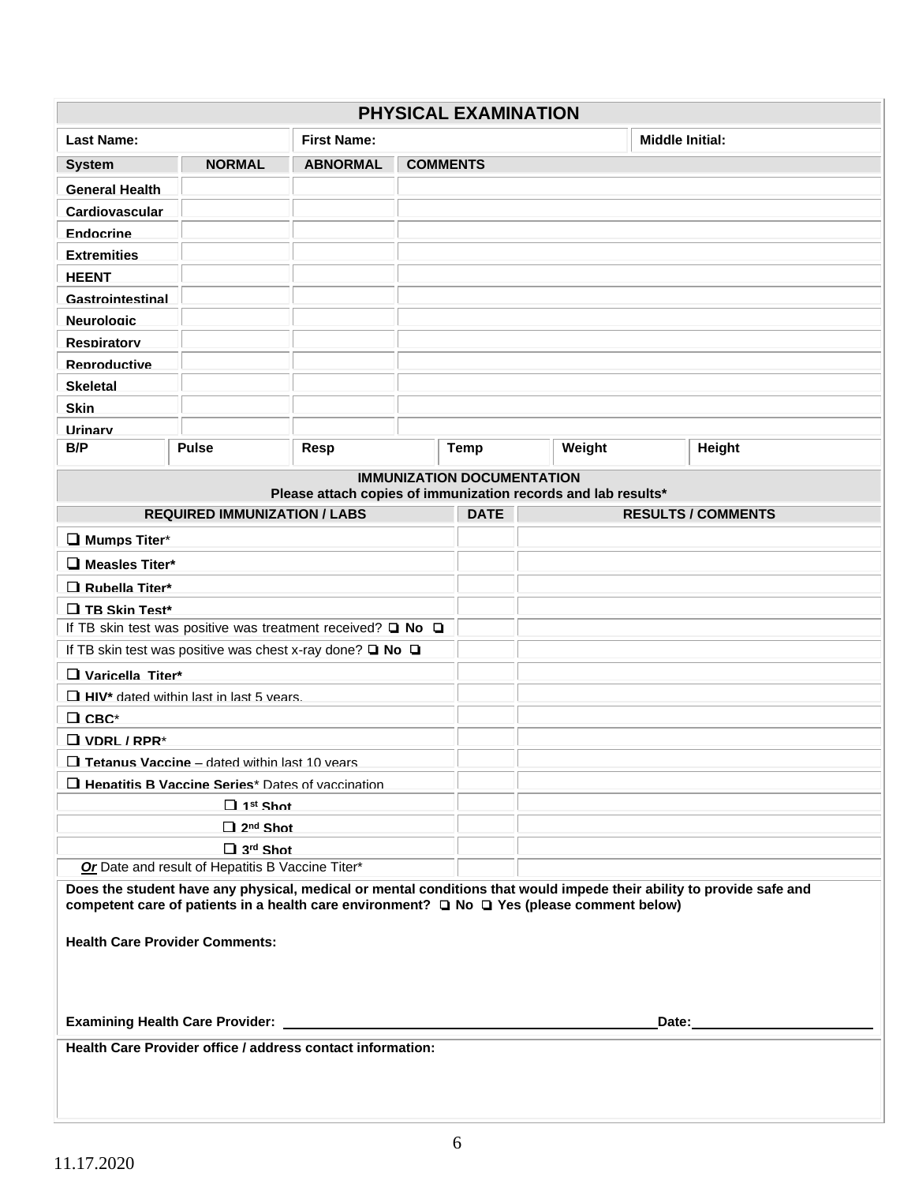# PHYSICAL EXAMINATION

| Last Name: | First Name: | Middle Initial: |
|---|---|---|

| System | NORMAL | ABNORMAL | COMMENTS |
|---|---|---|---|
| General Health | | | |
| Cardiovascular | | | |
| Endocrine | | | |
| Extremities | | | |
| HEENT | | | |
| Gastrointestinal | | | |
| Neurologic | | | |
| Respiratory | | | |
| Reproductive | | | |
| Skeletal | | | |
| Skin | | | |
| Urinary | | | |

| B/P | Pulse | Resp | Temp | Weight | Height |
|---|---|---|---|---|---|

## IMMUNIZATION DOCUMENTATION

**Please attach copies of immunization records and lab results***

| REQUIRED IMMUNIZATION / LABS | DATE | RESULTS / COMMENTS |
|---|---|---|
| ❑ **Mumps Titer*** | | |
| ❑ **Measles Titer*** | | |
| ❑ **Rubella Titer*** | | |
| ❑ **TB Skin Test*** | | |
| If TB skin test was positive was treatment received? ❑ **No** ❑ | | |
| If TB skin test was positive was chest x-ray done? ❑ **No** ❑ | | |
| ❑ **Varicella Titer*** | | |
| ❑ **HIV*** dated within last in last 5 years. | | |
| ❑ **CBC*** | | |
| ❑ **VDRL / RPR*** | | |
| ❑ **Tetanus Vaccine** – dated within last 10 years | | |
| ❑ **Hepatitis B Vaccine Series*** Dates of vaccination | | |
| ❑ **1st Shot** | | |
| ❑ **2nd Shot** | | |
| ❑ **3rd Shot** | | |
| ***Or*** Date and result of Hepatitis B Vaccine Titer* | | |

**Does the student have any physical, medical or mental conditions that would impede their ability to provide safe and competent care of patients in a health care environment? ❑ No ❑ Yes (please comment below)**

**Health Care Provider Comments:**

**Examining Health Care Provider:** ______________________________ **Date:** ______________

**Health Care Provider office / address contact information:**

11.17.2020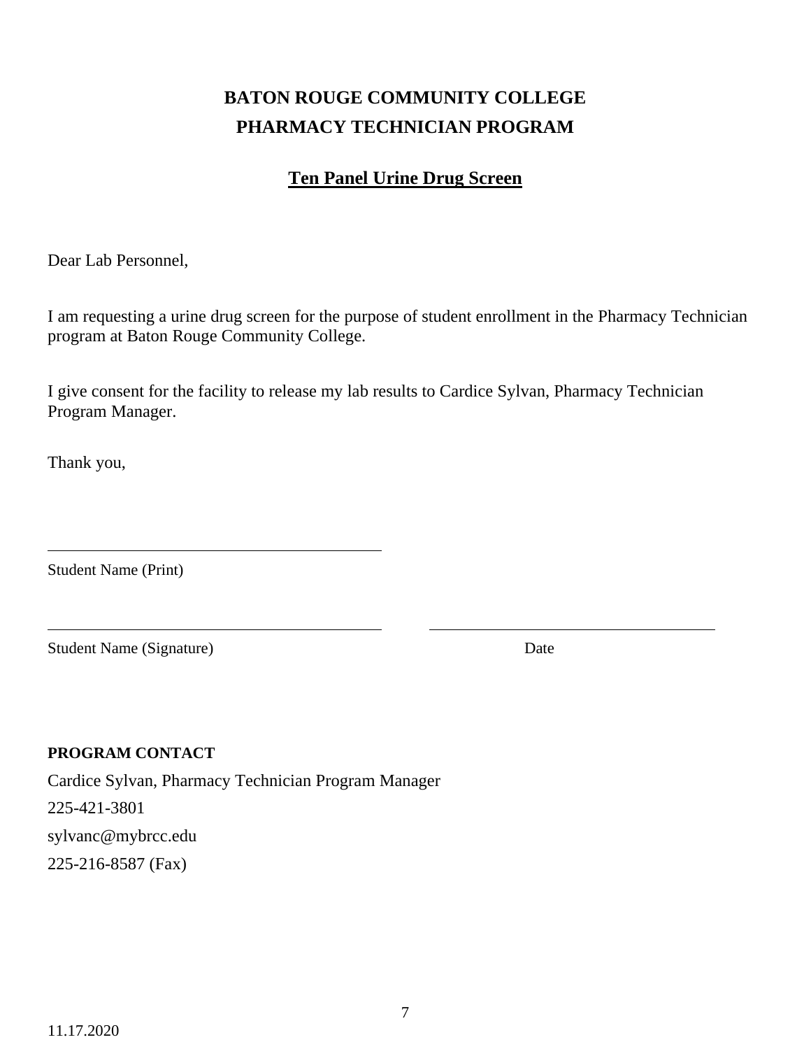**BATON ROUGE COMMUNITY COLLEGE**
**PHARMACY TECHNICIAN PROGRAM**

**Ten Panel Urine Drug Screen**

Dear Lab Personnel,

I am requesting a urine drug screen for the purpose of student enrollment in the Pharmacy Technician program at Baton Rouge Community College.

I give consent for the facility to release my lab results to Cardice Sylvan, Pharmacy Technician Program Manager.

Thank you,

\_\_\_\_\_\_\_\_\_\_\_\_\_\_\_\_\_\_\_\_\_\_\_\_\_\_\_\_\_\_\_\_\_\_\_\_\_\_\_\_\_\_\_\_

Student Name (Print)

\_\_\_\_\_\_\_\_\_\_\_\_\_\_\_\_\_\_\_\_\_\_\_\_\_\_\_\_\_\_\_\_\_\_\_\_\_\_\_\_\_\_\_\_ \_\_\_\_\_\_\_\_\_\_\_\_\_\_\_\_\_\_\_\_\_\_\_\_\_\_\_\_\_\_\_\_\_\_\_\_\_\_

Student Name (Signature) Date

**PROGRAM CONTACT**

Cardice Sylvan, Pharmacy Technician Program Manager
225-421-3801
sylvanc@mybrcc.edu
225-216-8587 (Fax)

11.17.2020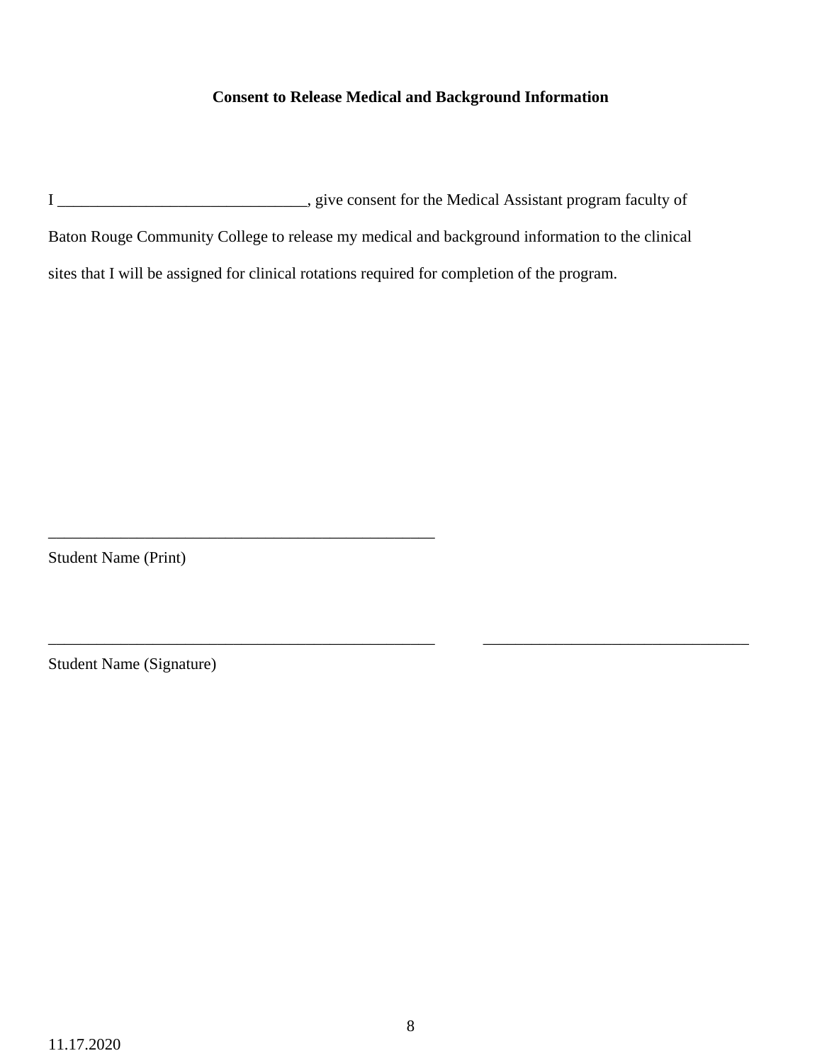**Consent to Release Medical and Background Information**

I _______________________________, give consent for the Medical Assistant program faculty of Baton Rouge Community College to release my medical and background information to the clinical sites that I will be assigned for clinical rotations required for completion of the program.

_________________________________________________

Student Name (Print)

_________________________________________________ _________________________________

Student Name (Signature)

11.17.2020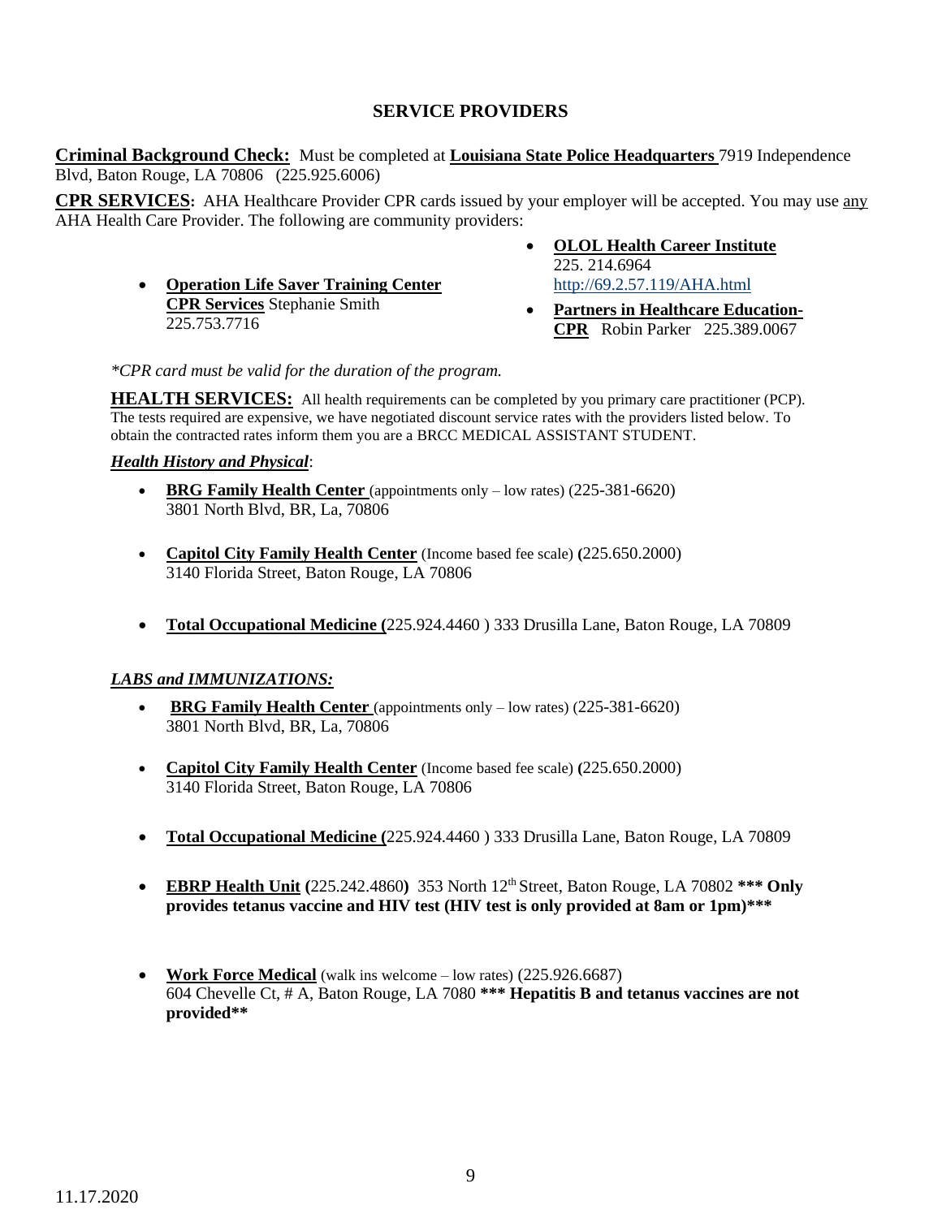## SERVICE PROVIDERS

**Criminal Background Check:** Must be completed at **Louisiana State Police Headquarters** 7919 Independence Blvd, Baton Rouge, LA 70806 (225.925.6006)

**CPR SERVICES:** AHA Healthcare Provider CPR cards issued by your employer will be accepted. You may use any AHA Health Care Provider. The following are community providers:

- **Operation Life Saver Training Center CPR Services** Stephanie Smith 225.753.7716
- **OLOL Health Career Institute** 225. 214.6964 http://69.2.57.119/AHA.html
- **Partners in Healthcare Education-CPR** Robin Parker 225.389.0067

*\*CPR card must be valid for the duration of the program.*

**HEALTH SERVICES:** All health requirements can be completed by you primary care practitioner (PCP). The tests required are expensive, we have negotiated discount service rates with the providers listed below. To obtain the contracted rates inform them you are a BRCC MEDICAL ASSISTANT STUDENT.

***Health History and Physical***:

- **BRG Family Health Center** (appointments only – low rates) (225-381-6620) 3801 North Blvd, BR, La, 70806
- **Capitol City Family Health Center** (Income based fee scale) (225.650.2000) 3140 Florida Street, Baton Rouge, LA 70806
- **Total Occupational Medicine (**225.924.4460 ) 333 Drusilla Lane, Baton Rouge, LA 70809

***LABS and IMMUNIZATIONS:***

- **BRG Family Health Center** (appointments only – low rates) (225-381-6620) 3801 North Blvd, BR, La, 70806
- **Capitol City Family Health Center** (Income based fee scale) (225.650.2000) 3140 Florida Street, Baton Rouge, LA 70806
- **Total Occupational Medicine (**225.924.4460 ) 333 Drusilla Lane, Baton Rouge, LA 70809
- **EBRP Health Unit (**225.242.4860**)** 353 North 12th Street, Baton Rouge, LA 70802 **\*\*\* Only provides tetanus vaccine and HIV test (HIV test is only provided at 8am or 1pm)\*\*\***
- **Work Force Medical** (walk ins welcome – low rates) (225.926.6687) 604 Chevelle Ct, # A, Baton Rouge, LA 7080 **\*\*\* Hepatitis B and tetanus vaccines are not provided\*\***

11.17.2020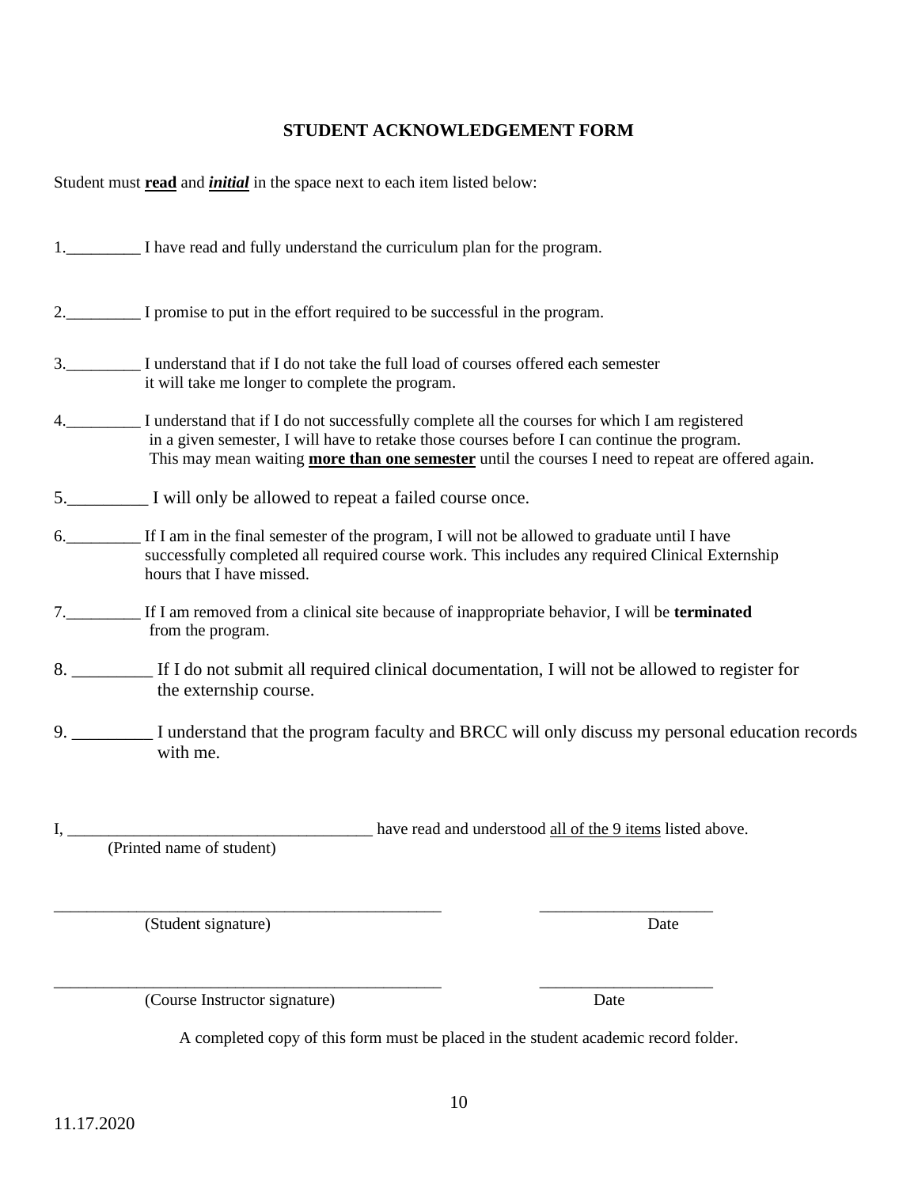## STUDENT ACKNOWLEDGEMENT FORM

Student must **<u>read</u>** and ***<u>initial</u>*** in the space next to each item listed below:

1._________ I have read and fully understand the curriculum plan for the program.

2._________ I promise to put in the effort required to be successful in the program.

3._________ I understand that if I do not take the full load of courses offered each semester it will take me longer to complete the program.

4._________ I understand that if I do not successfully complete all the courses for which I am registered in a given semester, I will have to retake those courses before I can continue the program. This may mean waiting **<u>more than one semester</u>** until the courses I need to repeat are offered again.

5._________ I will only be allowed to repeat a failed course once.

6._________ If I am in the final semester of the program, I will not be allowed to graduate until I have successfully completed all required course work. This includes any required Clinical Externship hours that I have missed.

7._________ If I am removed from a clinical site because of inappropriate behavior, I will be **terminated** from the program.

8. _________ If I do not submit all required clinical documentation, I will not be allowed to register for the externship course.

9. _________ I understand that the program faculty and BRCC will only discuss my personal education records with me.

I, _____________________________________ have read and understood <u>all of the 9 items</u> listed above.
(Printed name of student)

_______________________________________________ ____________________
(Student signature) Date

_______________________________________________ ____________________
(Course Instructor signature) Date

A completed copy of this form must be placed in the student academic record folder.

11.17.2020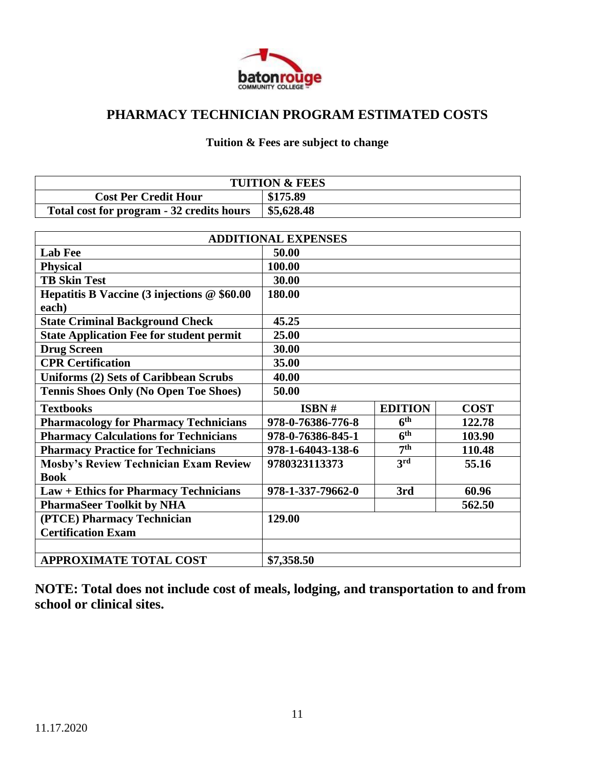# PHARMACY TECHNICIAN PROGRAM ESTIMATED COSTS

**Tuition & Fees are subject to change**

| TUITION & FEES | |
|---|---|
| **Cost Per Credit Hour** | **$175.89** |
| **Total cost for program - 32 credits hours** | **$5,628.48** |

| ADDITIONAL EXPENSES | | | |
|---|---|---|---|
| **Lab Fee** | **50.00** | | |
| **Physical** | **100.00** | | |
| **TB Skin Test** | **30.00** | | |
| **Hepatitis B Vaccine (3 injections @ $60.00 each)** | **180.00** | | |
| **State Criminal Background Check** | **45.25** | | |
| **State Application Fee for student permit** | **25.00** | | |
| **Drug Screen** | **30.00** | | |
| **CPR Certification** | **35.00** | | |
| **Uniforms (2) Sets of Caribbean Scrubs** | **40.00** | | |
| **Tennis Shoes Only (No Open Toe Shoes)** | **50.00** | | |
| **Textbooks** | **ISBN #** | **EDITION** | **COST** |
| **Pharmacology for Pharmacy Technicians** | **978-0-76386-776-8** | **6th** | **122.78** |
| **Pharmacy Calculations for Technicians** | **978-0-76386-845-1** | **6th** | **103.90** |
| **Pharmacy Practice for Technicians** | **978-1-64043-138-6** | **7th** | **110.48** |
| **Mosby's Review Technician Exam Review Book** | **9780323113373** | **3rd** | **55.16** |
| **Law + Ethics for Pharmacy Technicians** | **978-1-337-79662-0** | **3rd** | **60.96** |
| **PharmaSeer Toolkit by NHA** | | | **562.50** |
| **(PTCE) Pharmacy Technician Certification Exam** | **129.00** | | |
| | | | |
| **APPROXIMATE TOTAL COST** | **$7,358.50** | | |

**NOTE: Total does not include cost of meals, lodging, and transportation to and from school or clinical sites.**

11.17.2020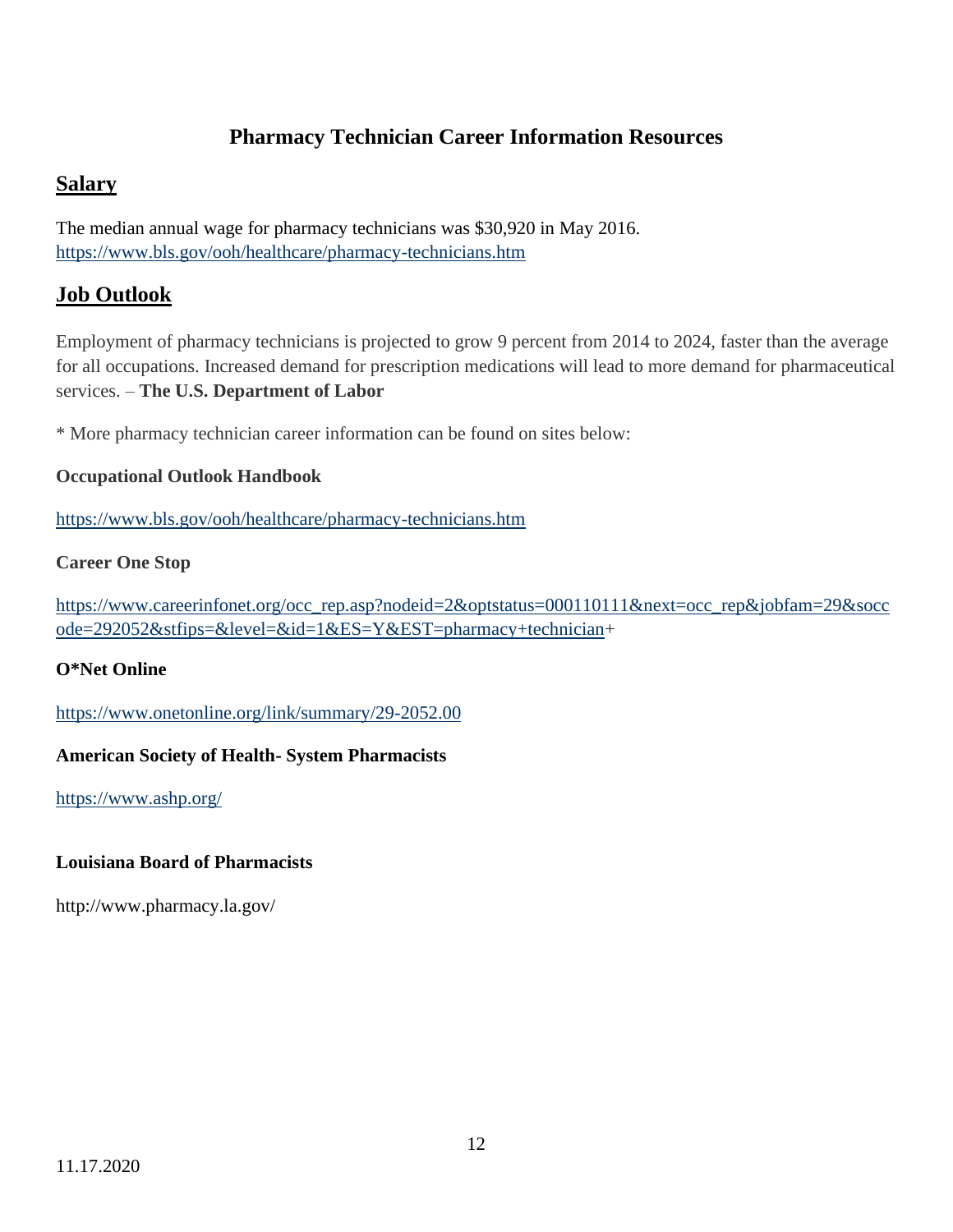# Pharmacy Technician Career Information Resources

## Salary

The median annual wage for pharmacy technicians was $30,920 in May 2016.
https://www.bls.gov/ooh/healthcare/pharmacy-technicians.htm

## Job Outlook

Employment of pharmacy technicians is projected to grow 9 percent from 2014 to 2024, faster than the average for all occupations. Increased demand for prescription medications will lead to more demand for pharmaceutical services. – **The U.S. Department of Labor**

* More pharmacy technician career information can be found on sites below:

**Occupational Outlook Handbook**

https://www.bls.gov/ooh/healthcare/pharmacy-technicians.htm

**Career One Stop**

https://www.careerinfonet.org/occ_rep.asp?nodeid=2&optstatus=000110111&next=occ_rep&jobfam=29&soccode=292052&stfips=&level=&id=1&ES=Y&EST=pharmacy+technician+

**O*Net Online**

https://www.onetonline.org/link/summary/29-2052.00

**American Society of Health- System Pharmacists**

https://www.ashp.org/

**Louisiana Board of Pharmacists**

http://www.pharmacy.la.gov/

11.17.2020